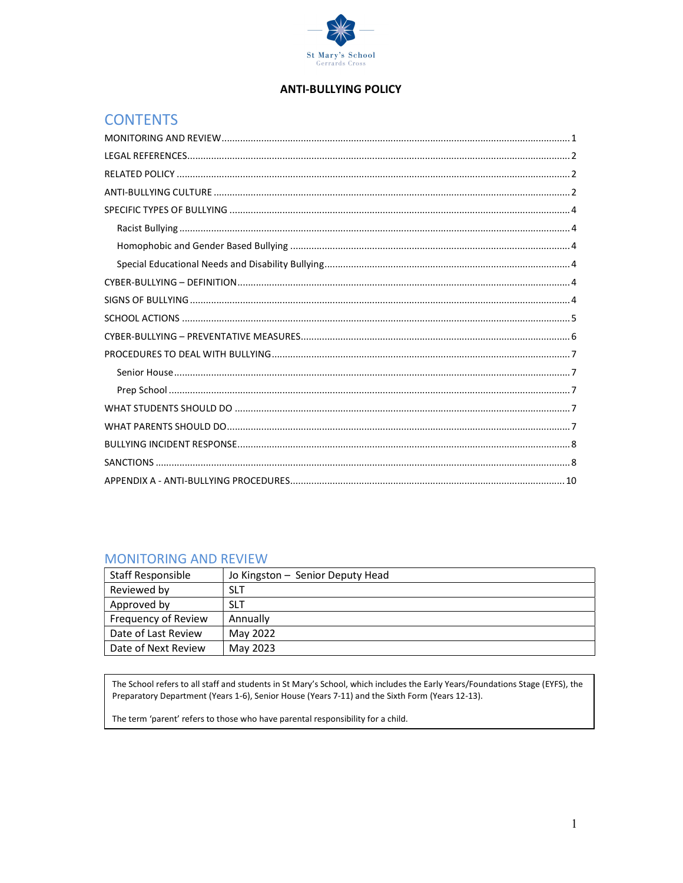St Mary's School
Gerrards Cross

# ANTI-BULLYING POLICY

## CONTENTS

MONITORING AND REVIEW .......... 1
LEGAL REFERENCES .......... 2
RELATED POLICY .......... 2
ANTI-BULLYING CULTURE .......... 2
SPECIFIC TYPES OF BULLYING .......... 4
- Racist Bullying .......... 4
- Homophobic and Gender Based Bullying .......... 4
- Special Educational Needs and Disability Bullying .......... 4

CYBER-BULLYING – DEFINITION .......... 4
SIGNS OF BULLYING .......... 4
SCHOOL ACTIONS .......... 5
CYBER-BULLYING – PREVENTATIVE MEASURES .......... 6
PROCEDURES TO DEAL WITH BULLYING .......... 7
- Senior House .......... 7
- Prep School .......... 7

WHAT STUDENTS SHOULD DO .......... 7
WHAT PARENTS SHOULD DO .......... 7
BULLYING INCIDENT RESPONSE .......... 8
SANCTIONS .......... 8
APPENDIX A - ANTI-BULLYING PROCEDURES .......... 10

## MONITORING AND REVIEW

| Staff Responsible | Jo Kingston – Senior Deputy Head |
|---|---|
| Reviewed by | SLT |
| Approved by | SLT |
| Frequency of Review | Annually |
| Date of Last Review | May 2022 |
| Date of Next Review | May 2023 |

The School refers to all staff and students in St Mary's School, which includes the Early Years/Foundations Stage (EYFS), the Preparatory Department (Years 1-6), Senior House (Years 7-11) and the Sixth Form (Years 12-13).

The term 'parent' refers to those who have parental responsibility for a child.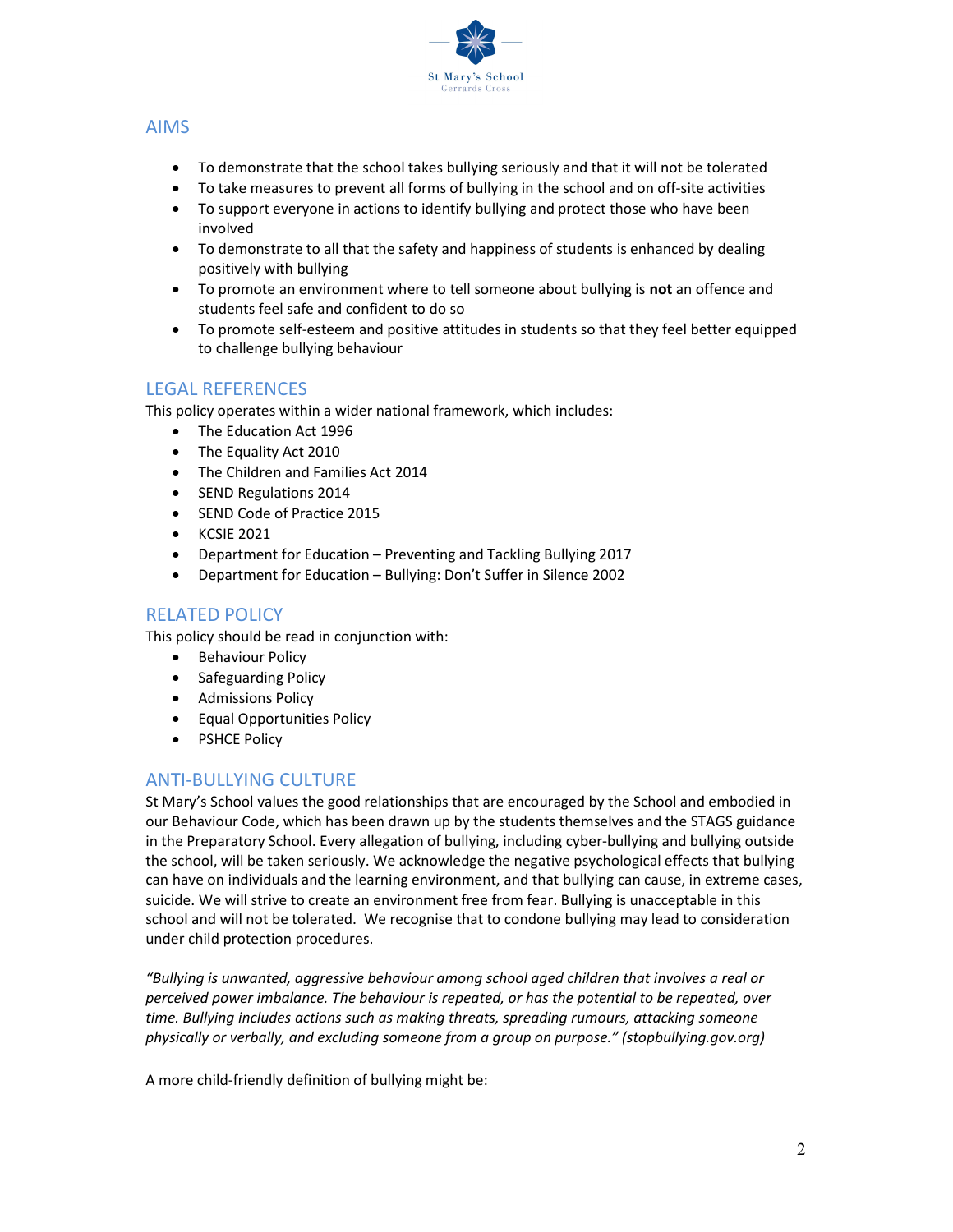## AIMS

- To demonstrate that the school takes bullying seriously and that it will not be tolerated
- To take measures to prevent all forms of bullying in the school and on off-site activities
- To support everyone in actions to identify bullying and protect those who have been involved
- To demonstrate to all that the safety and happiness of students is enhanced by dealing positively with bullying
- To promote an environment where to tell someone about bullying is **not** an offence and students feel safe and confident to do so
- To promote self-esteem and positive attitudes in students so that they feel better equipped to challenge bullying behaviour

## LEGAL REFERENCES

This policy operates within a wider national framework, which includes:

- The Education Act 1996
- The Equality Act 2010
- The Children and Families Act 2014
- SEND Regulations 2014
- SEND Code of Practice 2015
- KCSIE 2021
- Department for Education – Preventing and Tackling Bullying 2017
- Department for Education – Bullying: Don't Suffer in Silence 2002

## RELATED POLICY

This policy should be read in conjunction with:

- Behaviour Policy
- Safeguarding Policy
- Admissions Policy
- Equal Opportunities Policy
- PSHCE Policy

## ANTI-BULLYING CULTURE

St Mary's School values the good relationships that are encouraged by the School and embodied in our Behaviour Code, which has been drawn up by the students themselves and the STAGS guidance in the Preparatory School. Every allegation of bullying, including cyber-bullying and bullying outside the school, will be taken seriously. We acknowledge the negative psychological effects that bullying can have on individuals and the learning environment, and that bullying can cause, in extreme cases, suicide. We will strive to create an environment free from fear. Bullying is unacceptable in this school and will not be tolerated. We recognise that to condone bullying may lead to consideration under child protection procedures.

*"Bullying is unwanted, aggressive behaviour among school aged children that involves a real or perceived power imbalance. The behaviour is repeated, or has the potential to be repeated, over time. Bullying includes actions such as making threats, spreading rumours, attacking someone physically or verbally, and excluding someone from a group on purpose." (stopbullying.gov.org)*

A more child-friendly definition of bullying might be: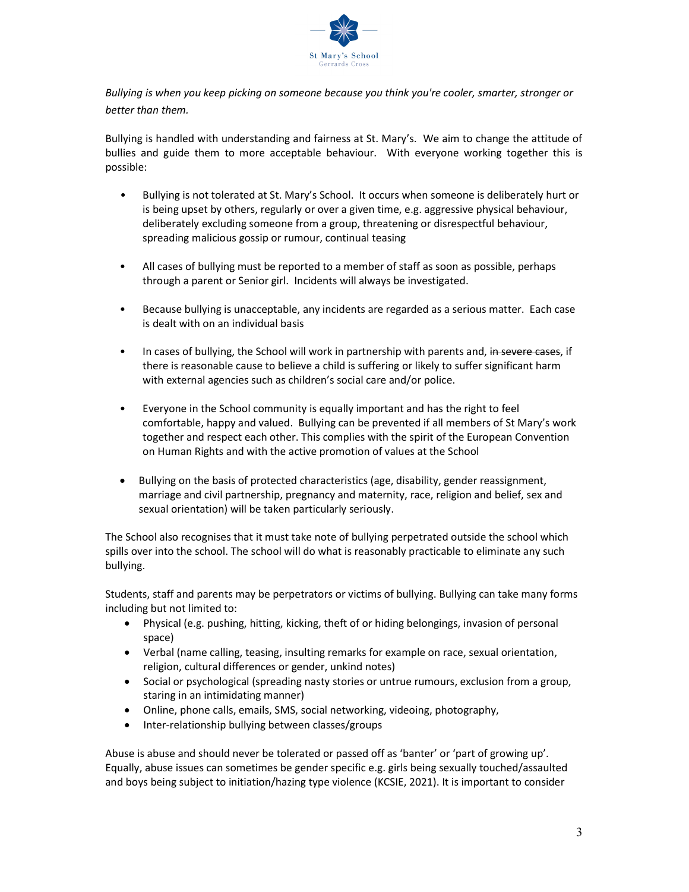*Bullying is when you keep picking on someone because you think you're cooler, smarter, stronger or better than them.*

Bullying is handled with understanding and fairness at St. Mary's. We aim to change the attitude of bullies and guide them to more acceptable behaviour. With everyone working together this is possible:

- Bullying is not tolerated at St. Mary's School. It occurs when someone is deliberately hurt or is being upset by others, regularly or over a given time, e.g. aggressive physical behaviour, deliberately excluding someone from a group, threatening or disrespectful behaviour, spreading malicious gossip or rumour, continual teasing

- All cases of bullying must be reported to a member of staff as soon as possible, perhaps through a parent or Senior girl. Incidents will always be investigated.

- Because bullying is unacceptable, any incidents are regarded as a serious matter. Each case is dealt with on an individual basis

- In cases of bullying, the School will work in partnership with parents and, ~~in severe cases~~, if there is reasonable cause to believe a child is suffering or likely to suffer significant harm with external agencies such as children's social care and/or police.

- Everyone in the School community is equally important and has the right to feel comfortable, happy and valued. Bullying can be prevented if all members of St Mary's work together and respect each other. This complies with the spirit of the European Convention on Human Rights and with the active promotion of values at the School

- Bullying on the basis of protected characteristics (age, disability, gender reassignment, marriage and civil partnership, pregnancy and maternity, race, religion and belief, sex and sexual orientation) will be taken particularly seriously.

The School also recognises that it must take note of bullying perpetrated outside the school which spills over into the school. The school will do what is reasonably practicable to eliminate any such bullying.

Students, staff and parents may be perpetrators or victims of bullying. Bullying can take many forms including but not limited to:

- Physical (e.g. pushing, hitting, kicking, theft of or hiding belongings, invasion of personal space)
- Verbal (name calling, teasing, insulting remarks for example on race, sexual orientation, religion, cultural differences or gender, unkind notes)
- Social or psychological (spreading nasty stories or untrue rumours, exclusion from a group, staring in an intimidating manner)
- Online, phone calls, emails, SMS, social networking, videoing, photography,
- Inter-relationship bullying between classes/groups

Abuse is abuse and should never be tolerated or passed off as 'banter' or 'part of growing up'. Equally, abuse issues can sometimes be gender specific e.g. girls being sexually touched/assaulted and boys being subject to initiation/hazing type violence (KCSIE, 2021). It is important to consider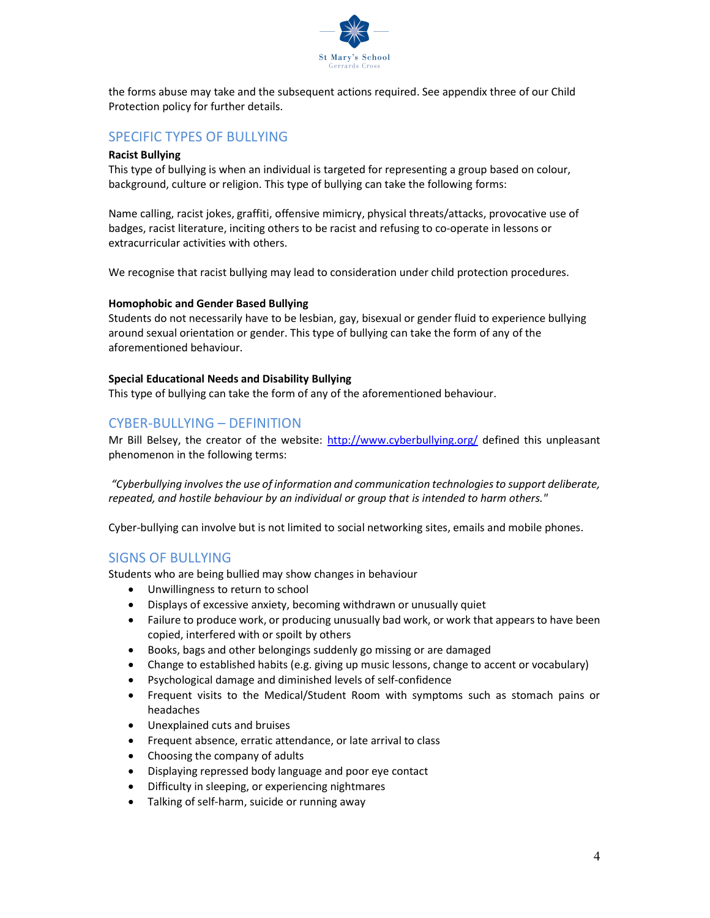the forms abuse may take and the subsequent actions required. See appendix three of our Child Protection policy for further details.

## SPECIFIC TYPES OF BULLYING

**Racist Bullying**

This type of bullying is when an individual is targeted for representing a group based on colour, background, culture or religion. This type of bullying can take the following forms:

Name calling, racist jokes, graffiti, offensive mimicry, physical threats/attacks, provocative use of badges, racist literature, inciting others to be racist and refusing to co-operate in lessons or extracurricular activities with others.

We recognise that racist bullying may lead to consideration under child protection procedures.

**Homophobic and Gender Based Bullying**

Students do not necessarily have to be lesbian, gay, bisexual or gender fluid to experience bullying around sexual orientation or gender. This type of bullying can take the form of any of the aforementioned behaviour.

**Special Educational Needs and Disability Bullying**

This type of bullying can take the form of any of the aforementioned behaviour.

## CYBER-BULLYING – DEFINITION

Mr Bill Belsey, the creator of the website: [http://www.cyberbullying.org/](http://www.cyberbullying.org/) defined this unpleasant phenomenon in the following terms:

*"Cyberbullying involves the use of information and communication technologies to support deliberate, repeated, and hostile behaviour by an individual or group that is intended to harm others."*

Cyber-bullying can involve but is not limited to social networking sites, emails and mobile phones.

## SIGNS OF BULLYING

Students who are being bullied may show changes in behaviour

- Unwillingness to return to school
- Displays of excessive anxiety, becoming withdrawn or unusually quiet
- Failure to produce work, or producing unusually bad work, or work that appears to have been copied, interfered with or spoilt by others
- Books, bags and other belongings suddenly go missing or are damaged
- Change to established habits (e.g. giving up music lessons, change to accent or vocabulary)
- Psychological damage and diminished levels of self-confidence
- Frequent visits to the Medical/Student Room with symptoms such as stomach pains or headaches
- Unexplained cuts and bruises
- Frequent absence, erratic attendance, or late arrival to class
- Choosing the company of adults
- Displaying repressed body language and poor eye contact
- Difficulty in sleeping, or experiencing nightmares
- Talking of self-harm, suicide or running away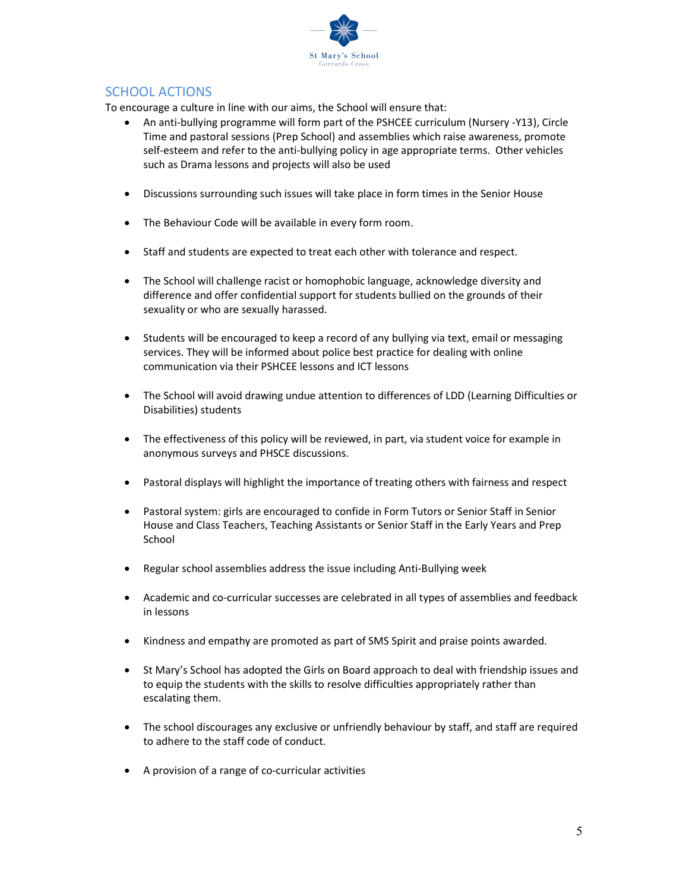## SCHOOL ACTIONS

To encourage a culture in line with our aims, the School will ensure that:

- An anti-bullying programme will form part of the PSHCEE curriculum (Nursery -Y13), Circle Time and pastoral sessions (Prep School) and assemblies which raise awareness, promote self-esteem and refer to the anti-bullying policy in age appropriate terms. Other vehicles such as Drama lessons and projects will also be used
- Discussions surrounding such issues will take place in form times in the Senior House
- The Behaviour Code will be available in every form room.
- Staff and students are expected to treat each other with tolerance and respect.
- The School will challenge racist or homophobic language, acknowledge diversity and difference and offer confidential support for students bullied on the grounds of their sexuality or who are sexually harassed.
- Students will be encouraged to keep a record of any bullying via text, email or messaging services. They will be informed about police best practice for dealing with online communication via their PSHCEE lessons and ICT lessons
- The School will avoid drawing undue attention to differences of LDD (Learning Difficulties or Disabilities) students
- The effectiveness of this policy will be reviewed, in part, via student voice for example in anonymous surveys and PHSCE discussions.
- Pastoral displays will highlight the importance of treating others with fairness and respect
- Pastoral system: girls are encouraged to confide in Form Tutors or Senior Staff in Senior House and Class Teachers, Teaching Assistants or Senior Staff in the Early Years and Prep School
- Regular school assemblies address the issue including Anti-Bullying week
- Academic and co-curricular successes are celebrated in all types of assemblies and feedback in lessons
- Kindness and empathy are promoted as part of SMS Spirit and praise points awarded.
- St Mary's School has adopted the Girls on Board approach to deal with friendship issues and to equip the students with the skills to resolve difficulties appropriately rather than escalating them.
- The school discourages any exclusive or unfriendly behaviour by staff, and staff are required to adhere to the staff code of conduct.
- A provision of a range of co-curricular activities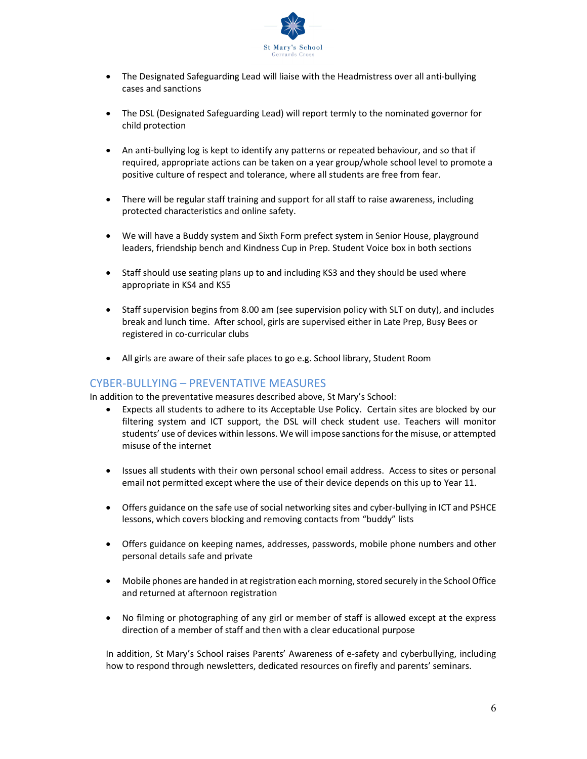- The Designated Safeguarding Lead will liaise with the Headmistress over all anti-bullying cases and sanctions

- The DSL (Designated Safeguarding Lead) will report termly to the nominated governor for child protection

- An anti-bullying log is kept to identify any patterns or repeated behaviour, and so that if required, appropriate actions can be taken on a year group/whole school level to promote a positive culture of respect and tolerance, where all students are free from fear.

- There will be regular staff training and support for all staff to raise awareness, including protected characteristics and online safety.

- We will have a Buddy system and Sixth Form prefect system in Senior House, playground leaders, friendship bench and Kindness Cup in Prep. Student Voice box in both sections

- Staff should use seating plans up to and including KS3 and they should be used where appropriate in KS4 and KS5

- Staff supervision begins from 8.00 am (see supervision policy with SLT on duty), and includes break and lunch time. After school, girls are supervised either in Late Prep, Busy Bees or registered in co-curricular clubs

- All girls are aware of their safe places to go e.g. School library, Student Room

## CYBER-BULLYING – PREVENTATIVE MEASURES

In addition to the preventative measures described above, St Mary's School:

- Expects all students to adhere to its Acceptable Use Policy. Certain sites are blocked by our filtering system and ICT support, the DSL will check student use. Teachers will monitor students' use of devices within lessons. We will impose sanctions for the misuse, or attempted misuse of the internet

- Issues all students with their own personal school email address. Access to sites or personal email not permitted except where the use of their device depends on this up to Year 11.

- Offers guidance on the safe use of social networking sites and cyber-bullying in ICT and PSHCE lessons, which covers blocking and removing contacts from "buddy" lists

- Offers guidance on keeping names, addresses, passwords, mobile phone numbers and other personal details safe and private

- Mobile phones are handed in at registration each morning, stored securely in the School Office and returned at afternoon registration

- No filming or photographing of any girl or member of staff is allowed except at the express direction of a member of staff and then with a clear educational purpose

In addition, St Mary's School raises Parents' Awareness of e-safety and cyberbullying, including how to respond through newsletters, dedicated resources on firefly and parents' seminars.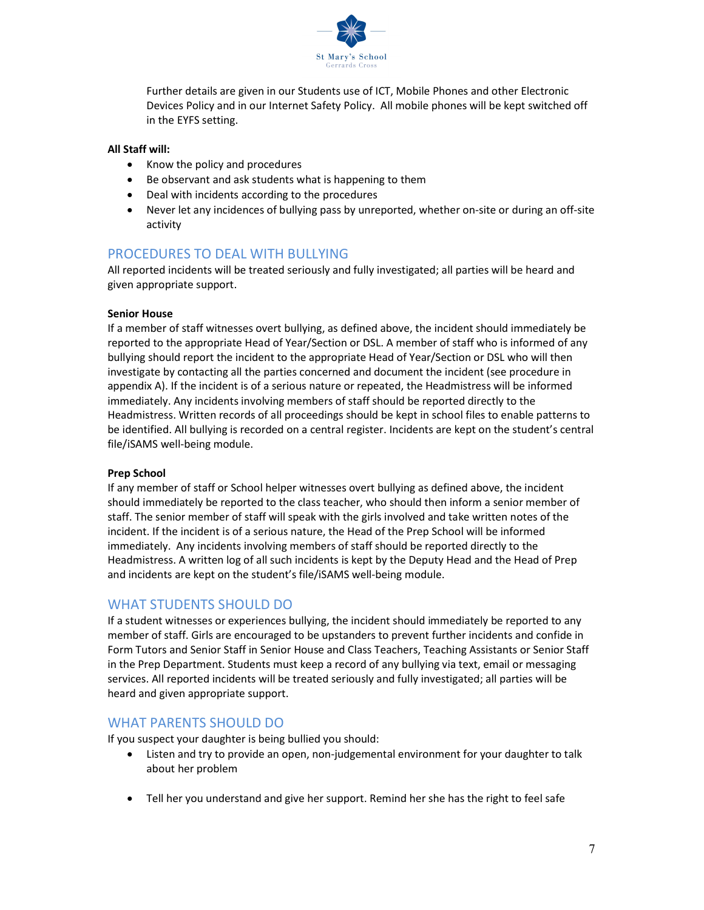Further details are given in our Students use of ICT, Mobile Phones and other Electronic Devices Policy and in our Internet Safety Policy. All mobile phones will be kept switched off in the EYFS setting.

**All Staff will:**

- Know the policy and procedures
- Be observant and ask students what is happening to them
- Deal with incidents according to the procedures
- Never let any incidences of bullying pass by unreported, whether on-site or during an off-site activity

## PROCEDURES TO DEAL WITH BULLYING

All reported incidents will be treated seriously and fully investigated; all parties will be heard and given appropriate support.

**Senior House**

If a member of staff witnesses overt bullying, as defined above, the incident should immediately be reported to the appropriate Head of Year/Section or DSL. A member of staff who is informed of any bullying should report the incident to the appropriate Head of Year/Section or DSL who will then investigate by contacting all the parties concerned and document the incident (see procedure in appendix A). If the incident is of a serious nature or repeated, the Headmistress will be informed immediately. Any incidents involving members of staff should be reported directly to the Headmistress. Written records of all proceedings should be kept in school files to enable patterns to be identified. All bullying is recorded on a central register. Incidents are kept on the student's central file/iSAMS well-being module.

**Prep School**

If any member of staff or School helper witnesses overt bullying as defined above, the incident should immediately be reported to the class teacher, who should then inform a senior member of staff. The senior member of staff will speak with the girls involved and take written notes of the incident. If the incident is of a serious nature, the Head of the Prep School will be informed immediately. Any incidents involving members of staff should be reported directly to the Headmistress. A written log of all such incidents is kept by the Deputy Head and the Head of Prep and incidents are kept on the student's file/iSAMS well-being module.

## WHAT STUDENTS SHOULD DO

If a student witnesses or experiences bullying, the incident should immediately be reported to any member of staff. Girls are encouraged to be upstanders to prevent further incidents and confide in Form Tutors and Senior Staff in Senior House and Class Teachers, Teaching Assistants or Senior Staff in the Prep Department. Students must keep a record of any bullying via text, email or messaging services. All reported incidents will be treated seriously and fully investigated; all parties will be heard and given appropriate support.

## WHAT PARENTS SHOULD DO

If you suspect your daughter is being bullied you should:

- Listen and try to provide an open, non-judgemental environment for your daughter to talk about her problem
- Tell her you understand and give her support. Remind her she has the right to feel safe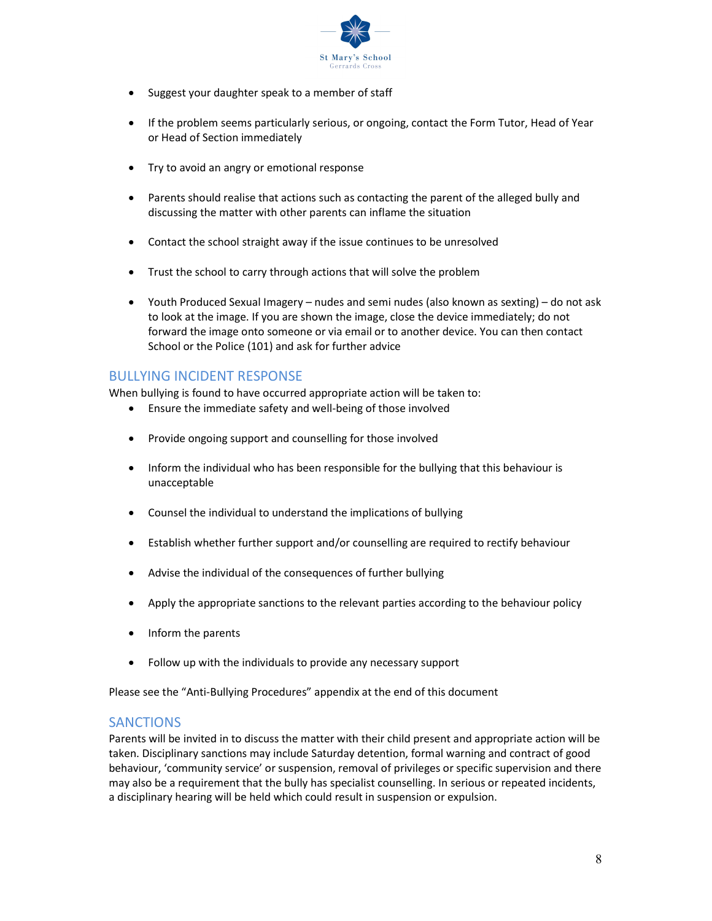- Suggest your daughter speak to a member of staff
- If the problem seems particularly serious, or ongoing, contact the Form Tutor, Head of Year or Head of Section immediately
- Try to avoid an angry or emotional response
- Parents should realise that actions such as contacting the parent of the alleged bully and discussing the matter with other parents can inflame the situation
- Contact the school straight away if the issue continues to be unresolved
- Trust the school to carry through actions that will solve the problem
- Youth Produced Sexual Imagery – nudes and semi nudes (also known as sexting) – do not ask to look at the image. If you are shown the image, close the device immediately; do not forward the image onto someone or via email or to another device. You can then contact School or the Police (101) and ask for further advice

## BULLYING INCIDENT RESPONSE

When bullying is found to have occurred appropriate action will be taken to:

- Ensure the immediate safety and well-being of those involved
- Provide ongoing support and counselling for those involved
- Inform the individual who has been responsible for the bullying that this behaviour is unacceptable
- Counsel the individual to understand the implications of bullying
- Establish whether further support and/or counselling are required to rectify behaviour
- Advise the individual of the consequences of further bullying
- Apply the appropriate sanctions to the relevant parties according to the behaviour policy
- Inform the parents
- Follow up with the individuals to provide any necessary support

Please see the "Anti-Bullying Procedures" appendix at the end of this document

## SANCTIONS

Parents will be invited in to discuss the matter with their child present and appropriate action will be taken. Disciplinary sanctions may include Saturday detention, formal warning and contract of good behaviour, 'community service' or suspension, removal of privileges or specific supervision and there may also be a requirement that the bully has specialist counselling. In serious or repeated incidents, a disciplinary hearing will be held which could result in suspension or expulsion.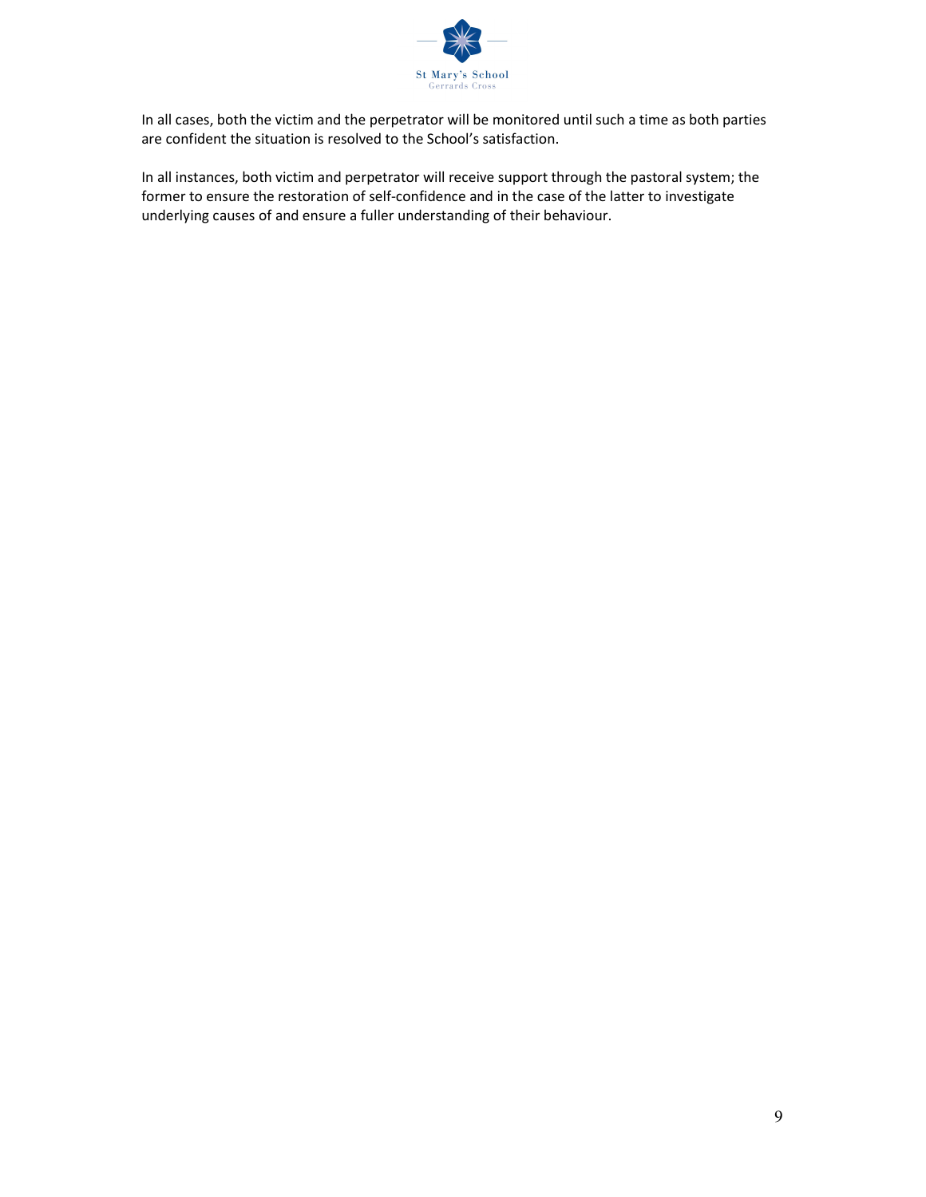In all cases, both the victim and the perpetrator will be monitored until such a time as both parties are confident the situation is resolved to the School's satisfaction.

In all instances, both victim and perpetrator will receive support through the pastoral system; the former to ensure the restoration of self-confidence and in the case of the latter to investigate underlying causes of and ensure a fuller understanding of their behaviour.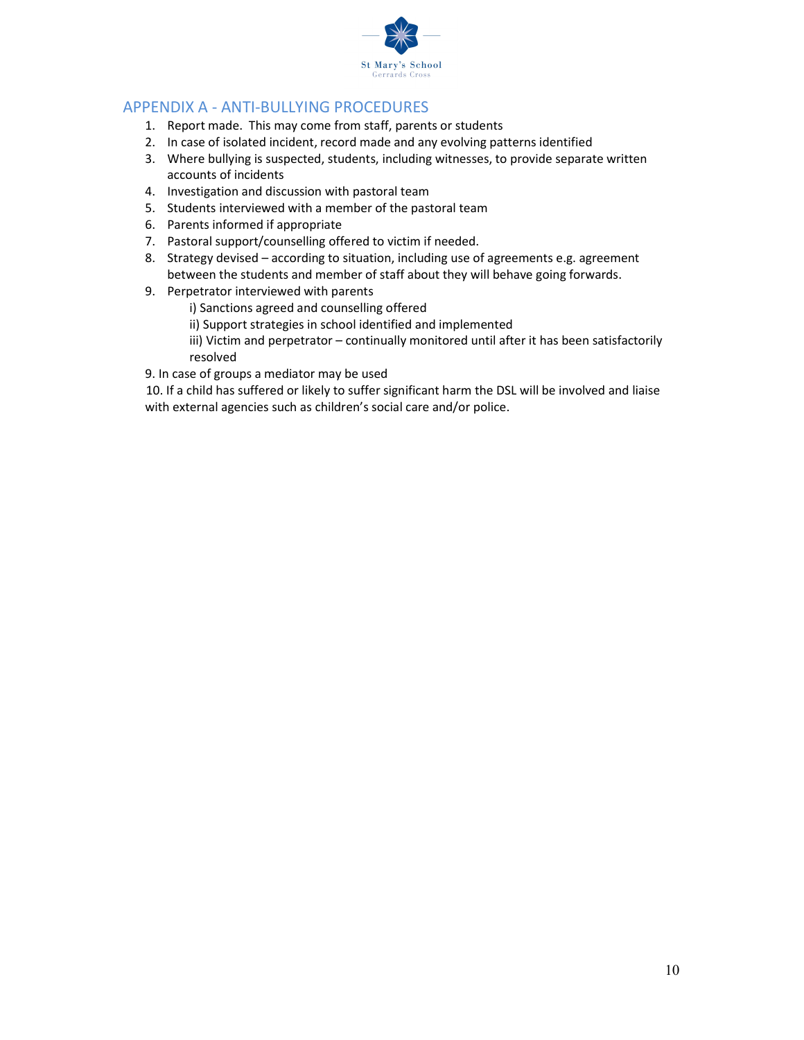## APPENDIX A - ANTI-BULLYING PROCEDURES

1. Report made. This may come from staff, parents or students
2. In case of isolated incident, record made and any evolving patterns identified
3. Where bullying is suspected, students, including witnesses, to provide separate written accounts of incidents
4. Investigation and discussion with pastoral team
5. Students interviewed with a member of the pastoral team
6. Parents informed if appropriate
7. Pastoral support/counselling offered to victim if needed.
8. Strategy devised – according to situation, including use of agreements e.g. agreement between the students and member of staff about they will behave going forwards.
9. Perpetrator interviewed with parents
   i) Sanctions agreed and counselling offered
   ii) Support strategies in school identified and implemented
   iii) Victim and perpetrator – continually monitored until after it has been satisfactorily resolved

9. In case of groups a mediator may be used

10. If a child has suffered or likely to suffer significant harm the DSL will be involved and liaise with external agencies such as children's social care and/or police.